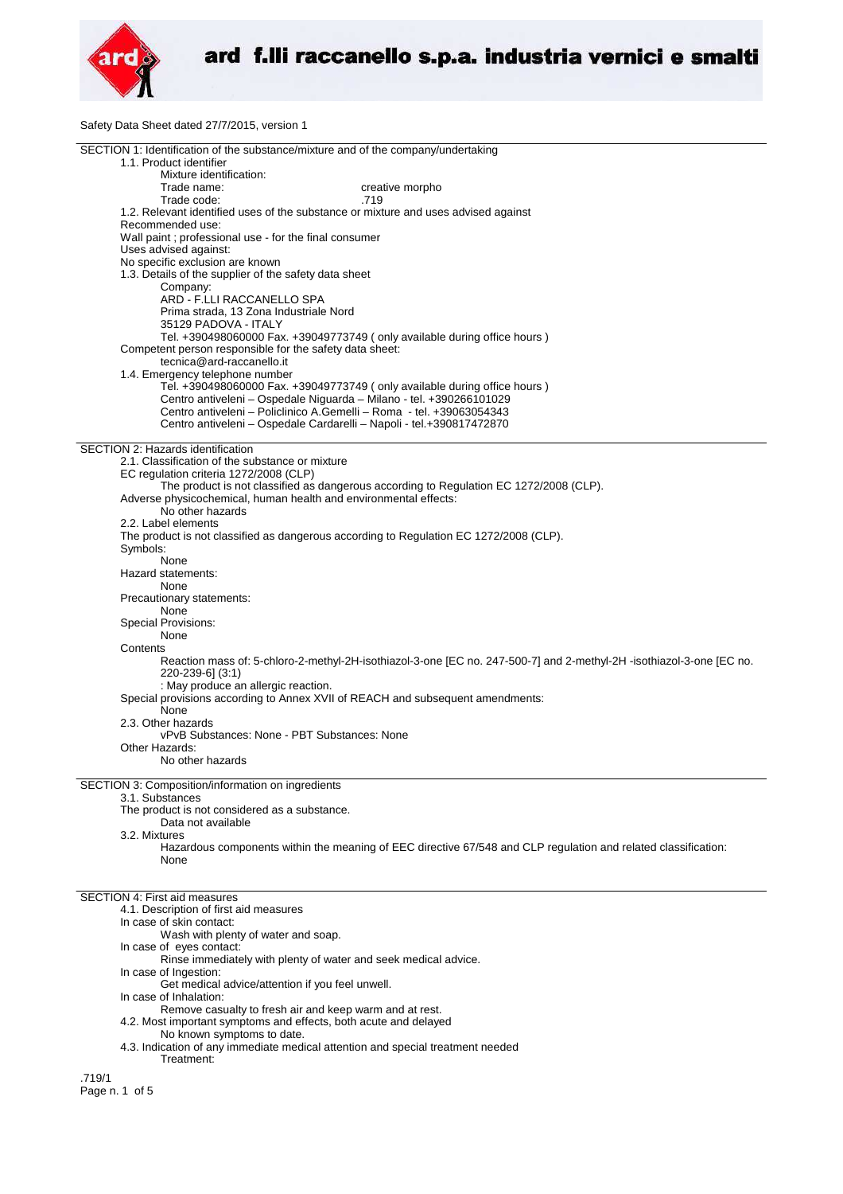Safety Data Sheet dated 27/7/2015, version 1

## SECTION 1: Identification of the substance/mixture and of the company/undertaking

1.1. Product identifier

Mixture identification:

Trade name: creative morpho

Trade code: .719

1.2. Relevant identified uses of the substance or mixture and uses advised against

Recommended use:

Wall paint ; professional use - for the final consumer

Uses advised against:

No specific exclusion are known

1.3. Details of the supplier of the safety data sheet

Company:

ARD - F.LLI RACCANELLO SPA
Prima strada, 13 Zona Industriale Nord
35129 PADOVA - ITALY
Tel. +390498060000 Fax. +39049773749 ( only available during office hours )

Competent person responsible for the safety data sheet:

tecnica@ard-raccanello.it

1.4. Emergency telephone number

Tel. +390498060000 Fax. +39049773749 ( only available during office hours )
Centro antiveleni – Ospedale Niguarda – Milano - tel. +390266101029
Centro antiveleni – Policlinico A.Gemelli – Roma - tel. +39063054343
Centro antiveleni – Ospedale Cardarelli – Napoli - tel.+390817472870

## SECTION 2: Hazards identification

2.1. Classification of the substance or mixture

EC regulation criteria 1272/2008 (CLP)

The product is not classified as dangerous according to Regulation EC 1272/2008 (CLP).

Adverse physicochemical, human health and environmental effects:

No other hazards

2.2. Label elements

The product is not classified as dangerous according to Regulation EC 1272/2008 (CLP).

Symbols:

None

Hazard statements:

None

Precautionary statements:

None

Special Provisions:

None

Contents

Reaction mass of: 5-chloro-2-methyl-2H-isothiazol-3-one [EC no. 247-500-7] and 2-methyl-2H -isothiazol-3-one [EC no. 220-239-6] (3:1)

: May produce an allergic reaction.

Special provisions according to Annex XVII of REACH and subsequent amendments:

None

2.3. Other hazards

vPvB Substances: None - PBT Substances: None

Other Hazards:

No other hazards

## SECTION 3: Composition/information on ingredients

3.1. Substances

The product is not considered as a substance.

Data not available

3.2. Mixtures

Hazardous components within the meaning of EEC directive 67/548 and CLP regulation and related classification:

None

## SECTION 4: First aid measures

4.1. Description of first aid measures

In case of skin contact:

Wash with plenty of water and soap.

In case of eyes contact:

Rinse immediately with plenty of water and seek medical advice.

In case of Ingestion:

Get medical advice/attention if you feel unwell.

In case of Inhalation:

Remove casualty to fresh air and keep warm and at rest.

4.2. Most important symptoms and effects, both acute and delayed

No known symptoms to date.

4.3. Indication of any immediate medical attention and special treatment needed

Treatment: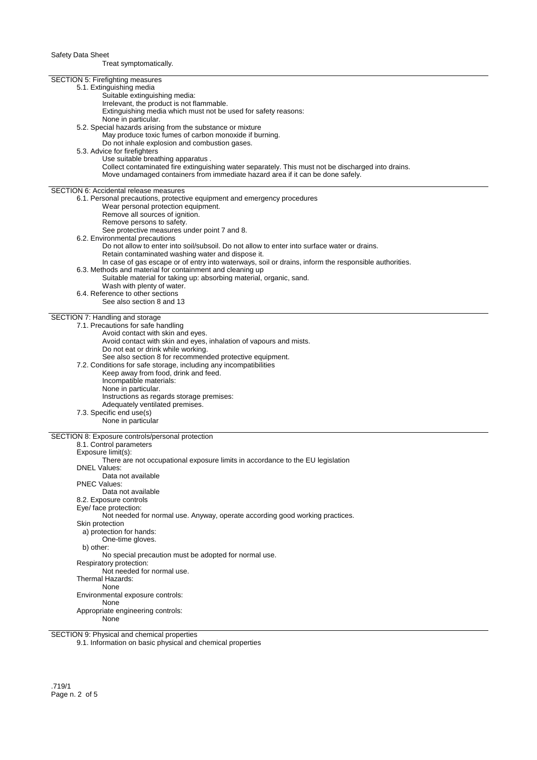Treat symptomatically.

## SECTION 5: Firefighting measures

5.1. Extinguishing media

Suitable extinguishing media:

Irrelevant, the product is not flammable.

Extinguishing media which must not be used for safety reasons:

None in particular.

5.2. Special hazards arising from the substance or mixture

May produce toxic fumes of carbon monoxide if burning.

Do not inhale explosion and combustion gases.

5.3. Advice for firefighters

Use suitable breathing apparatus .

Collect contaminated fire extinguishing water separately. This must not be discharged into drains.

Move undamaged containers from immediate hazard area if it can be done safely.

## SECTION 6: Accidental release measures

6.1. Personal precautions, protective equipment and emergency procedures

Wear personal protection equipment.

Remove all sources of ignition.

Remove persons to safety.

See protective measures under point 7 and 8.

6.2. Environmental precautions

Do not allow to enter into soil/subsoil. Do not allow to enter into surface water or drains.

Retain contaminated washing water and dispose it.

In case of gas escape or of entry into waterways, soil or drains, inform the responsible authorities.

6.3. Methods and material for containment and cleaning up

Suitable material for taking up: absorbing material, organic, sand.

Wash with plenty of water.

6.4. Reference to other sections

See also section 8 and 13

## SECTION 7: Handling and storage

7.1. Precautions for safe handling

Avoid contact with skin and eyes.

Avoid contact with skin and eyes, inhalation of vapours and mists.

Do not eat or drink while working.

See also section 8 for recommended protective equipment.

7.2. Conditions for safe storage, including any incompatibilities

Keep away from food, drink and feed.

Incompatible materials:

None in particular.

Instructions as regards storage premises:

Adequately ventilated premises.

7.3. Specific end use(s)

None in particular

## SECTION 8: Exposure controls/personal protection

8.1. Control parameters

Exposure limit(s):

There are not occupational exposure limits in accordance to the EU legislation

DNEL Values:

Data not available

PNEC Values:

Data not available

8.2. Exposure controls

Eye/ face protection:

Not needed for normal use. Anyway, operate according good working practices.

Skin protection

a) protection for hands:

One-time gloves.

b) other:

No special precaution must be adopted for normal use.

Respiratory protection:

Not needed for normal use.

Thermal Hazards:

None

Environmental exposure controls:

None

Appropriate engineering controls:

None

## SECTION 9: Physical and chemical properties

9.1. Information on basic physical and chemical properties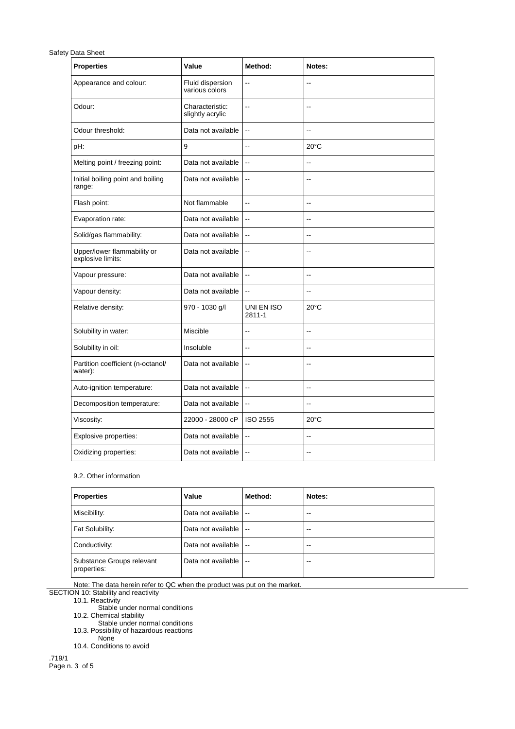| Properties | Value | Method: | Notes: |
|---|---|---|---|
| Appearance and colour: | Fluid dispersion various colors | -- | -- |
| Odour: | Characteristic: slightly acrylic | -- | -- |
| Odour threshold: | Data not available | -- | -- |
| pH: | 9 | -- | 20°C |
| Melting point / freezing point: | Data not available | -- | -- |
| Initial boiling point and boiling range: | Data not available | -- | -- |
| Flash point: | Not flammable | -- | -- |
| Evaporation rate: | Data not available | -- | -- |
| Solid/gas flammability: | Data not available | -- | -- |
| Upper/lower flammability or explosive limits: | Data not available | -- | -- |
| Vapour pressure: | Data not available | -- | -- |
| Vapour density: | Data not available | -- | -- |
| Relative density: | 970 - 1030 g/l | UNI EN ISO 2811-1 | 20°C |
| Solubility in water: | Miscible | -- | -- |
| Solubility in oil: | Insoluble | -- | -- |
| Partition coefficient (n-octanol/water): | Data not available | -- | -- |
| Auto-ignition temperature: | Data not available | -- | -- |
| Decomposition temperature: | Data not available | -- | -- |
| Viscosity: | 22000 - 28000 cP | ISO 2555 | 20°C |
| Explosive properties: | Data not available | -- | -- |
| Oxidizing properties: | Data not available | -- | -- |

9.2. Other information

| Properties | Value | Method: | Notes: |
|---|---|---|---|
| Miscibility: | Data not available | -- | -- |
| Fat Solubility: | Data not available | -- | -- |
| Conductivity: | Data not available | -- | -- |
| Substance Groups relevant properties: | Data not available | -- | -- |

Note: The data herein refer to QC when the product was put on the market.

SECTION 10: Stability and reactivity

10.1. Reactivity

Stable under normal conditions

10.2. Chemical stability

Stable under normal conditions

10.3. Possibility of hazardous reactions

None

10.4. Conditions to avoid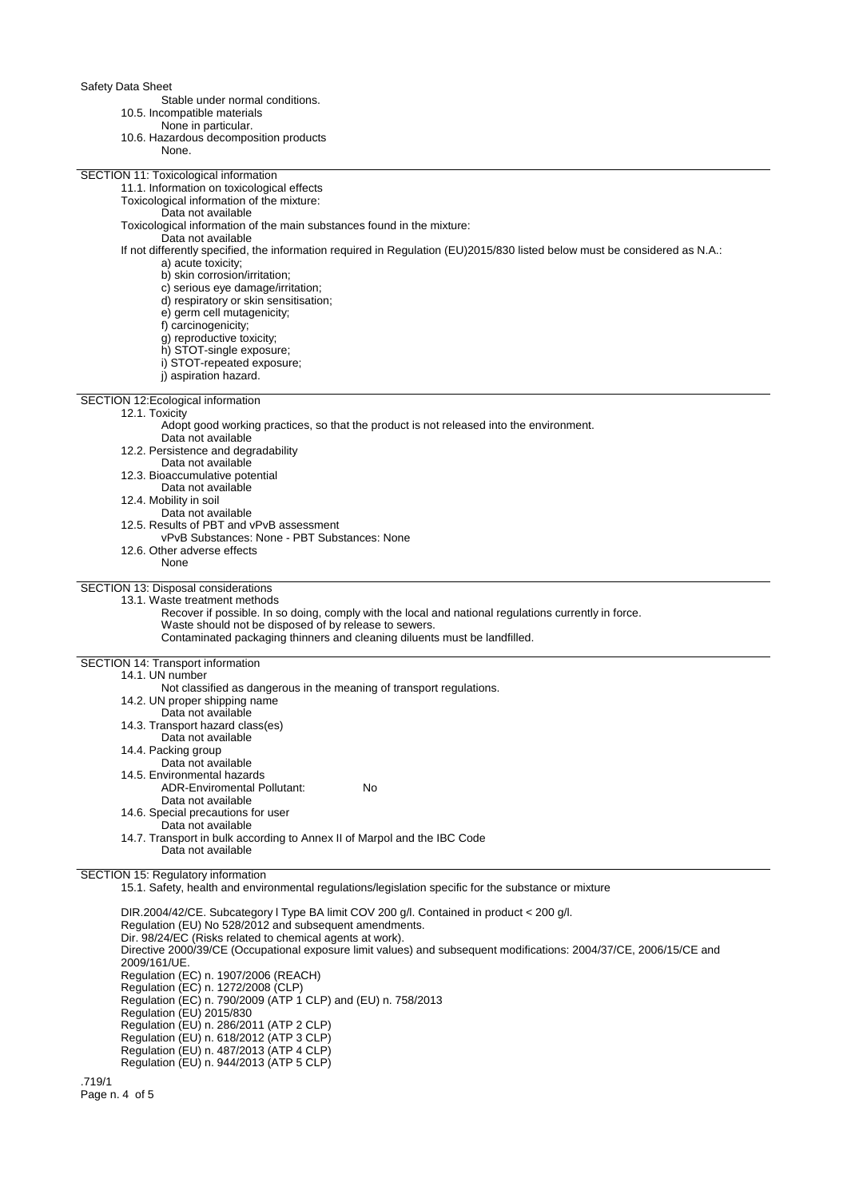Stable under normal conditions.

10.5. Incompatible materials

None in particular.

10.6. Hazardous decomposition products

None.

## SECTION 11: Toxicological information

11.1. Information on toxicological effects

Toxicological information of the mixture:

Data not available

Toxicological information of the main substances found in the mixture:

Data not available

If not differently specified, the information required in Regulation (EU)2015/830 listed below must be considered as N.A.:

a) acute toxicity;
b) skin corrosion/irritation;
c) serious eye damage/irritation;
d) respiratory or skin sensitisation;
e) germ cell mutagenicity;
f) carcinogenicity;
g) reproductive toxicity;
h) STOT-single exposure;
i) STOT-repeated exposure;
j) aspiration hazard.

## SECTION 12:Ecological information

12.1. Toxicity

Adopt good working practices, so that the product is not released into the environment.

Data not available

12.2. Persistence and degradability

Data not available

12.3. Bioaccumulative potential

Data not available

12.4. Mobility in soil

Data not available

12.5. Results of PBT and vPvB assessment

vPvB Substances: None - PBT Substances: None

12.6. Other adverse effects

None

## SECTION 13: Disposal considerations

13.1. Waste treatment methods

Recover if possible. In so doing, comply with the local and national regulations currently in force.

Waste should not be disposed of by release to sewers.

Contaminated packaging thinners and cleaning diluents must be landfilled.

## SECTION 14: Transport information

14.1. UN number

Not classified as dangerous in the meaning of transport regulations.

14.2. UN proper shipping name

Data not available

14.3. Transport hazard class(es)

Data not available

14.4. Packing group

Data not available

14.5. Environmental hazards

ADR-Enviromental Pollutant: No

Data not available

14.6. Special precautions for user

Data not available

14.7. Transport in bulk according to Annex II of Marpol and the IBC Code

Data not available

## SECTION 15: Regulatory information

15.1. Safety, health and environmental regulations/legislation specific for the substance or mixture

DIR.2004/42/CE. Subcategory l Type BA limit COV 200 g/l. Contained in product < 200 g/l.
Regulation (EU) No 528/2012 and subsequent amendments.
Dir. 98/24/EC (Risks related to chemical agents at work).
Directive 2000/39/CE (Occupational exposure limit values) and subsequent modifications: 2004/37/CE, 2006/15/CE and 2009/161/UE.
Regulation (EC) n. 1907/2006 (REACH)
Regulation (EC) n. 1272/2008 (CLP)
Regulation (EC) n. 790/2009 (ATP 1 CLP) and (EU) n. 758/2013
Regulation (EU) 2015/830
Regulation (EU) n. 286/2011 (ATP 2 CLP)
Regulation (EU) n. 618/2012 (ATP 3 CLP)
Regulation (EU) n. 487/2013 (ATP 4 CLP)
Regulation (EU) n. 944/2013 (ATP 5 CLP)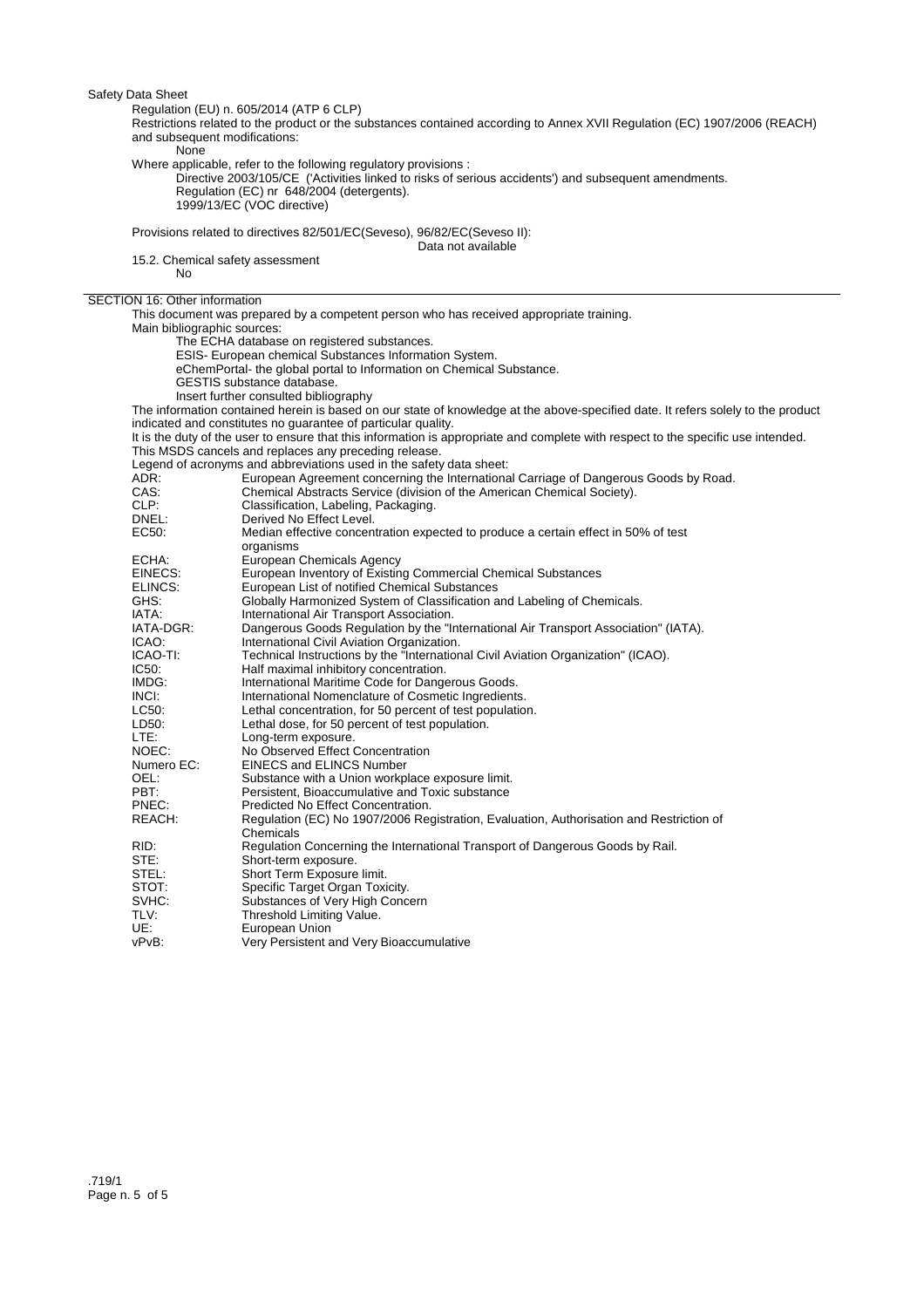Safety Data Sheet

Regulation (EU) n. 605/2014 (ATP 6 CLP)

Restrictions related to the product or the substances contained according to Annex XVII Regulation (EC) 1907/2006 (REACH) and subsequent modifications:

None

Where applicable, refer to the following regulatory provisions :

Directive 2003/105/CE ('Activities linked to risks of serious accidents') and subsequent amendments.
Regulation (EC) nr 648/2004 (detergents).
1999/13/EC (VOC directive)

Provisions related to directives 82/501/EC(Seveso), 96/82/EC(Seveso II):

Data not available

15.2. Chemical safety assessment

No

## SECTION 16: Other information

This document was prepared by a competent person who has received appropriate training.

Main bibliographic sources:

The ECHA database on registered substances.
ESIS- European chemical Substances Information System.
eChemPortal- the global portal to Information on Chemical Substance.
GESTIS substance database.
Insert further consulted bibliography

The information contained herein is based on our state of knowledge at the above-specified date. It refers solely to the product indicated and constitutes no guarantee of particular quality.

It is the duty of the user to ensure that this information is appropriate and complete with respect to the specific use intended.

This MSDS cancels and replaces any preceding release.

Legend of acronyms and abbreviations used in the safety data sheet:

| | |
|---|---|
| ADR: | European Agreement concerning the International Carriage of Dangerous Goods by Road. |
| CAS: | Chemical Abstracts Service (division of the American Chemical Society). |
| CLP: | Classification, Labeling, Packaging. |
| DNEL: | Derived No Effect Level. |
| EC50: | Median effective concentration expected to produce a certain effect in 50% of test organisms |
| ECHA: | European Chemicals Agency |
| EINECS: | European Inventory of Existing Commercial Chemical Substances |
| ELINCS: | European List of notified Chemical Substances |
| GHS: | Globally Harmonized System of Classification and Labeling of Chemicals. |
| IATA: | International Air Transport Association. |
| IATA-DGR: | Dangerous Goods Regulation by the "International Air Transport Association" (IATA). |
| ICAO: | International Civil Aviation Organization. |
| ICAO-TI: | Technical Instructions by the "International Civil Aviation Organization" (ICAO). |
| IC50: | Half maximal inhibitory concentration. |
| IMDG: | International Maritime Code for Dangerous Goods. |
| INCI: | International Nomenclature of Cosmetic Ingredients. |
| LC50: | Lethal concentration, for 50 percent of test population. |
| LD50: | Lethal dose, for 50 percent of test population. |
| LTE: | Long-term exposure. |
| NOEC: | No Observed Effect Concentration |
| Numero EC: | EINECS and ELINCS Number |
| OEL: | Substance with a Union workplace exposure limit. |
| PBT: | Persistent, Bioaccumulative and Toxic substance |
| PNEC: | Predicted No Effect Concentration. |
| REACH: | Regulation (EC) No 1907/2006 Registration, Evaluation, Authorisation and Restriction of Chemicals |
| RID: | Regulation Concerning the International Transport of Dangerous Goods by Rail. |
| STE: | Short-term exposure. |
| STEL: | Short Term Exposure limit. |
| STOT: | Specific Target Organ Toxicity. |
| SVHC: | Substances of Very High Concern |
| TLV: | Threshold Limiting Value. |
| UE: | European Union |
| vPvB: | Very Persistent and Very Bioaccumulative |

.719/1